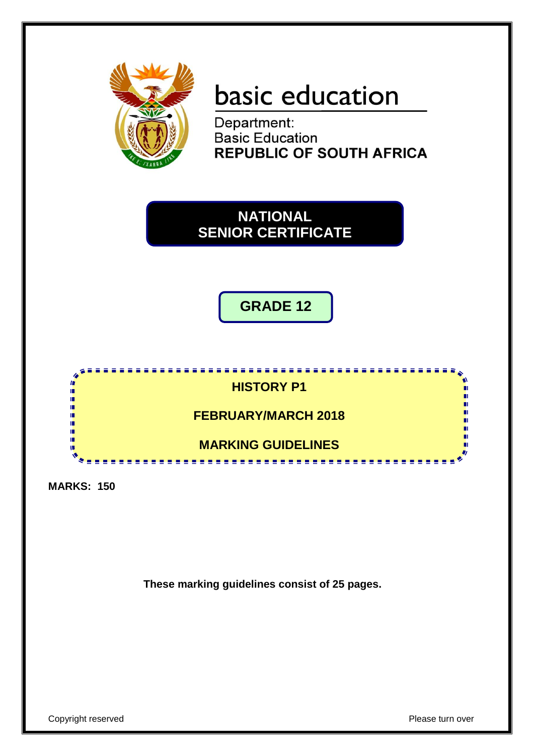basic education

Department:
Basic Education
**REPUBLIC OF SOUTH AFRICA**

# NATIONAL SENIOR CERTIFICATE

## GRADE 12

**HISTORY P1**

**FEBRUARY/MARCH 2018**

**MARKING GUIDELINES**

**MARKS: 150**

**These marking guidelines consist of 25 pages.**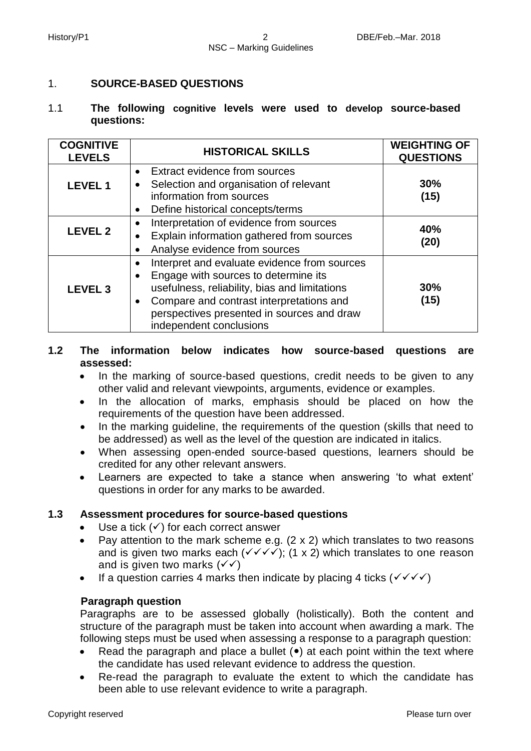## 1. SOURCE-BASED QUESTIONS

### 1.1 The following cognitive levels were used to develop source-based questions:

| COGNITIVE LEVELS | HISTORICAL SKILLS | WEIGHTING OF QUESTIONS |
|---|---|---|
| **LEVEL 1** | • Extract evidence from sources<br>• Selection and organisation of relevant information from sources<br>• Define historical concepts/terms | **30% (15)** |
| **LEVEL 2** | • Interpretation of evidence from sources<br>• Explain information gathered from sources<br>• Analyse evidence from sources | **40% (20)** |
| **LEVEL 3** | • Interpret and evaluate evidence from sources<br>• Engage with sources to determine its usefulness, reliability, bias and limitations<br>• Compare and contrast interpretations and perspectives presented in sources and draw independent conclusions | **30% (15)** |

### 1.2 The information below indicates how source-based questions are assessed:

- In the marking of source-based questions, credit needs to be given to any other valid and relevant viewpoints, arguments, evidence or examples.
- In the allocation of marks, emphasis should be placed on how the requirements of the question have been addressed.
- In the marking guideline, the requirements of the question (skills that need to be addressed) as well as the level of the question are indicated in italics.
- When assessing open-ended source-based questions, learners should be credited for any other relevant answers.
- Learners are expected to take a stance when answering 'to what extent' questions in order for any marks to be awarded.

### 1.3 Assessment procedures for source-based questions

- Use a tick (✓) for each correct answer
- Pay attention to the mark scheme e.g. (2 x 2) which translates to two reasons and is given two marks each (✓✓✓✓); (1 x 2) which translates to one reason and is given two marks (✓✓)
- If a question carries 4 marks then indicate by placing 4 ticks (✓✓✓✓)

**Paragraph question**

Paragraphs are to be assessed globally (holistically). Both the content and structure of the paragraph must be taken into account when awarding a mark. The following steps must be used when assessing a response to a paragraph question:

- Read the paragraph and place a bullet (•) at each point within the text where the candidate has used relevant evidence to address the question.
- Re-read the paragraph to evaluate the extent to which the candidate has been able to use relevant evidence to write a paragraph.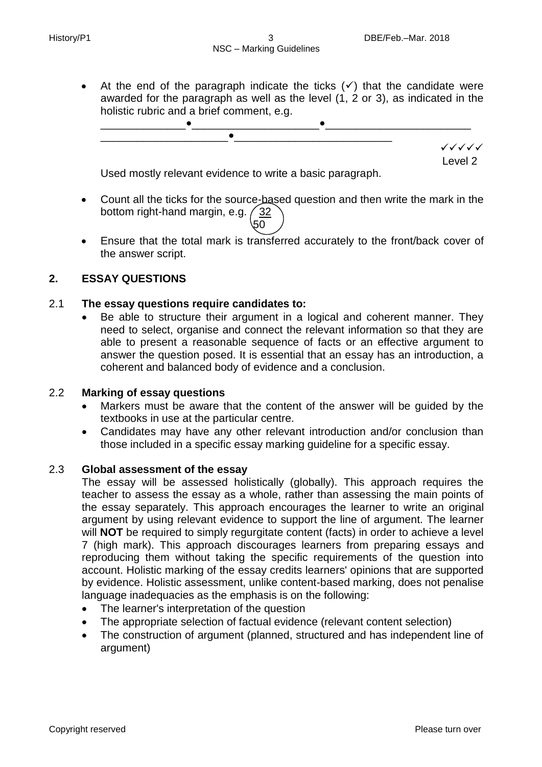- At the end of the paragraph indicate the ticks (✓) that the candidate were awarded for the paragraph as well as the level (1, 2 or 3), as indicated in the holistic rubric and a brief comment, e.g.

  ______________●____________________●________________________
  _____________________●__________________________

  ✓✓✓✓✓
  Level 2

  Used mostly relevant evidence to write a basic paragraph.

- Count all the ticks for the source-based question and then write the mark in the bottom right-hand margin, e.g. 32/50

- Ensure that the total mark is transferred accurately to the front/back cover of the answer script.

## 2. ESSAY QUESTIONS

### 2.1 The essay questions require candidates to:

- Be able to structure their argument in a logical and coherent manner. They need to select, organise and connect the relevant information so that they are able to present a reasonable sequence of facts or an effective argument to answer the question posed. It is essential that an essay has an introduction, a coherent and balanced body of evidence and a conclusion.

### 2.2 Marking of essay questions

- Markers must be aware that the content of the answer will be guided by the textbooks in use at the particular centre.
- Candidates may have any other relevant introduction and/or conclusion than those included in a specific essay marking guideline for a specific essay.

### 2.3 Global assessment of the essay

The essay will be assessed holistically (globally). This approach requires the teacher to assess the essay as a whole, rather than assessing the main points of the essay separately. This approach encourages the learner to write an original argument by using relevant evidence to support the line of argument. The learner will **NOT** be required to simply regurgitate content (facts) in order to achieve a level 7 (high mark). This approach discourages learners from preparing essays and reproducing them without taking the specific requirements of the question into account. Holistic marking of the essay credits learners' opinions that are supported by evidence. Holistic assessment, unlike content-based marking, does not penalise language inadequacies as the emphasis is on the following:

- The learner's interpretation of the question
- The appropriate selection of factual evidence (relevant content selection)
- The construction of argument (planned, structured and has independent line of argument)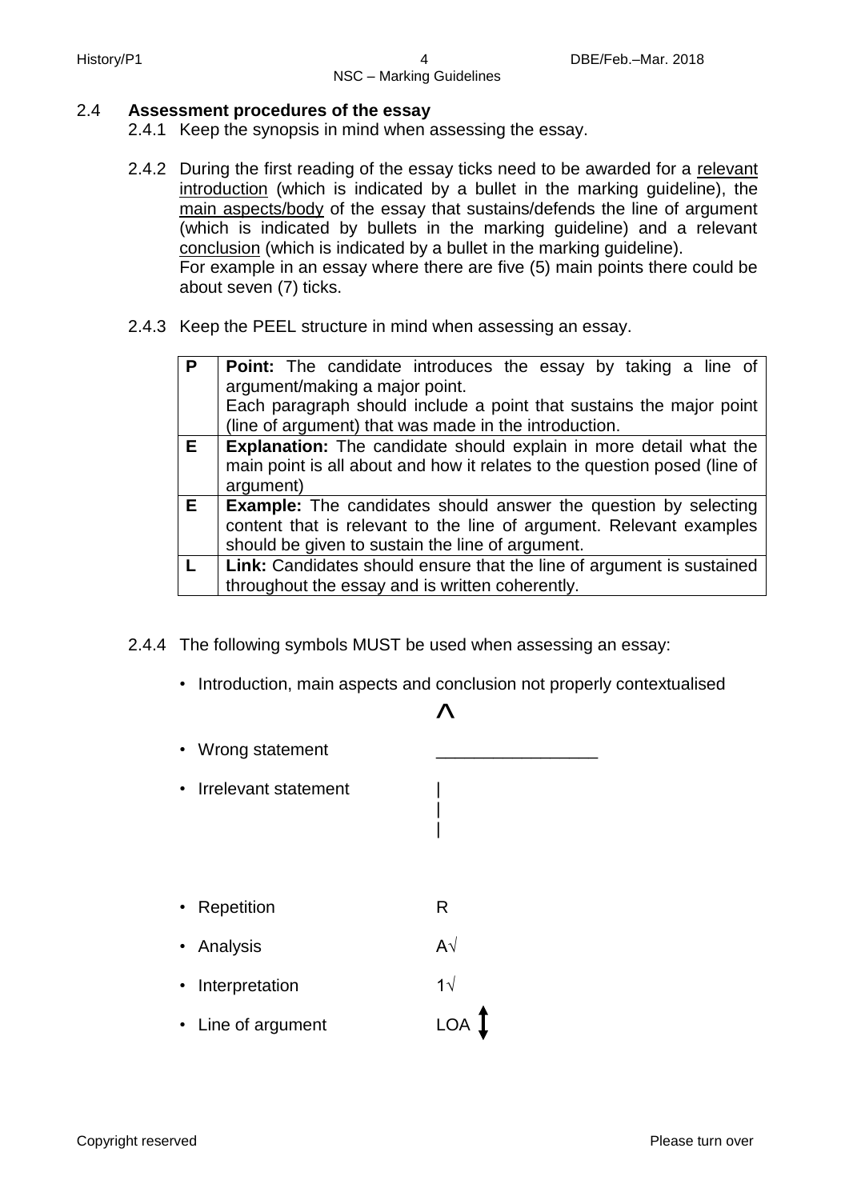## 2.4 Assessment procedures of the essay

2.4.1 Keep the synopsis in mind when assessing the essay.

2.4.2 During the first reading of the essay ticks need to be awarded for a relevant introduction (which is indicated by a bullet in the marking guideline), the main aspects/body of the essay that sustains/defends the line of argument (which is indicated by bullets in the marking guideline) and a relevant conclusion (which is indicated by a bullet in the marking guideline).
For example in an essay where there are five (5) main points there could be about seven (7) ticks.

2.4.3 Keep the PEEL structure in mind when assessing an essay.

| | |
|---|---|
| **P** | **Point:** The candidate introduces the essay by taking a line of argument/making a major point. Each paragraph should include a point that sustains the major point (line of argument) that was made in the introduction. |
| **E** | **Explanation:** The candidate should explain in more detail what the main point is all about and how it relates to the question posed (line of argument) |
| **E** | **Example:** The candidates should answer the question by selecting content that is relevant to the line of argument. Relevant examples should be given to sustain the line of argument. |
| **L** | **Link:** Candidates should ensure that the line of argument is sustained throughout the essay and is written coherently. |

2.4.4 The following symbols MUST be used when assessing an essay:

- Introduction, main aspects and conclusion not properly contextualised ^
- Wrong statement \_\_\_\_\_\_\_\_\_\_\_\_\_\_\_\_
- Irrelevant statement |
- Repetition R
- Analysis A√
- Interpretation 1√
- Line of argument LOA ↕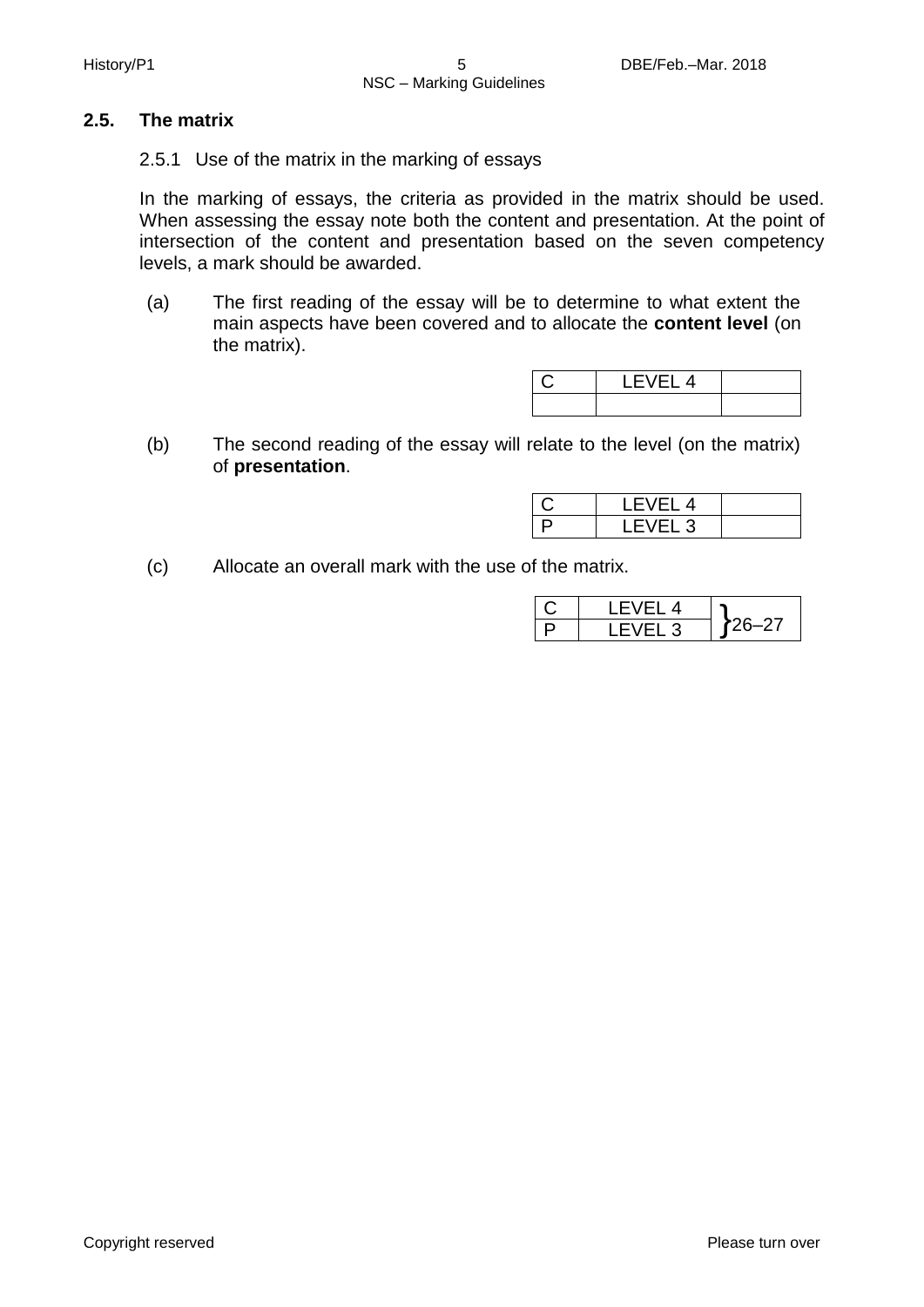## 2.5. The matrix

2.5.1 Use of the matrix in the marking of essays

In the marking of essays, the criteria as provided in the matrix should be used. When assessing the essay note both the content and presentation. At the point of intersection of the content and presentation based on the seven competency levels, a mark should be awarded.

(a) The first reading of the essay will be to determine to what extent the main aspects have been covered and to allocate the **content level** (on the matrix).

| | | |
|---|---|---|
| C | LEVEL 4 | |
| | | |

(b) The second reading of the essay will relate to the level (on the matrix) of **presentation**.

| | | |
|---|---|---|
| C | LEVEL 4 | |
| P | LEVEL 3 | |

(c) Allocate an overall mark with the use of the matrix.

| | | |
|---|---|---|
| C | LEVEL 4 | }26–27 |
| P | LEVEL 3 | |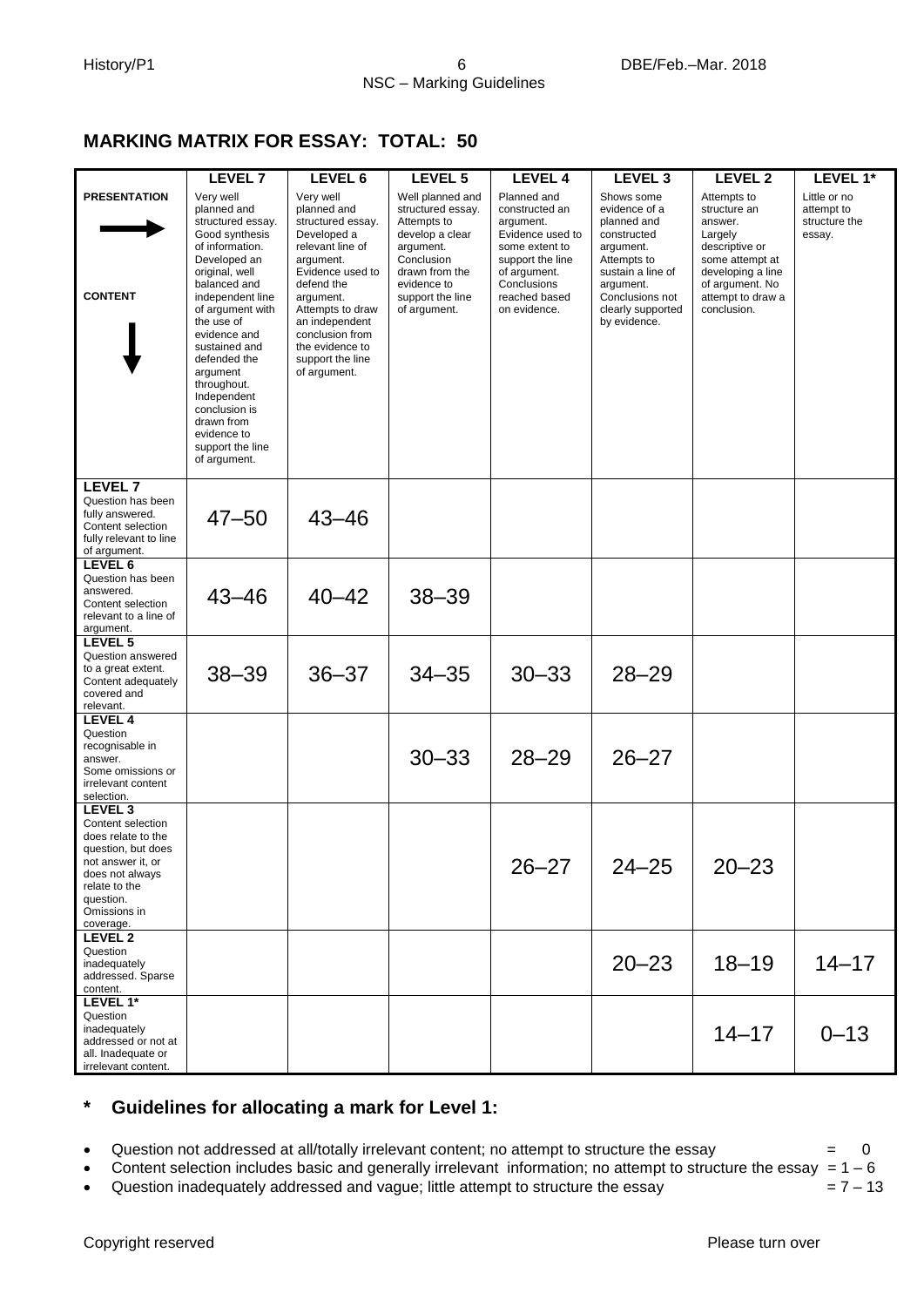## MARKING MATRIX FOR ESSAY: TOTAL: 50

| | LEVEL 7 | LEVEL 6 | LEVEL 5 | LEVEL 4 | LEVEL 3 | LEVEL 2 | LEVEL 1* |
|---|---|---|---|---|---|---|---|
| **PRESENTATION** → **CONTENT** ↓ | Very well planned and structured essay. Good synthesis of information. Developed an original, well balanced and independent line of argument with the use of evidence and sustained and defended the argument throughout. Independent conclusion is drawn from evidence to support the line of argument. | Very well planned and structured essay. Developed a relevant line of argument. Evidence used to defend the argument. Attempts to draw an independent conclusion from the evidence to support the line of argument. | Well planned and structured essay. Attempts to develop a clear argument. Conclusion drawn from the evidence to support the line of argument. | Planned and constructed an argument. Evidence used to some extent to support the line of argument. Conclusions reached based on evidence. | Shows some evidence of a planned and constructed argument. Attempts to sustain a line of argument. Conclusions not clearly supported by evidence. | Attempts to structure an answer. Largely descriptive or some attempt at developing a line of argument. No attempt to draw a conclusion. | Little or no attempt to structure the essay. |
| **LEVEL 7** Question has been fully answered. Content selection fully relevant to line of argument. | 47–50 | 43–46 | | | | | |
| **LEVEL 6** Question has been answered. Content selection relevant to a line of argument. | 43–46 | 40–42 | 38–39 | | | | |
| **LEVEL 5** Question answered to a great extent. Content adequately covered and relevant. | 38–39 | 36–37 | 34–35 | 30–33 | 28–29 | | |
| **LEVEL 4** Question recognisable in answer. Some omissions or irrelevant content selection. | | | 30–33 | 28–29 | 26–27 | | |
| **LEVEL 3** Content selection does relate to the question, but does not answer it, or does not always relate to the question. Omissions in coverage. | | | | 26–27 | 24–25 | 20–23 | |
| **LEVEL 2** Question inadequately addressed. Sparse content. | | | | | 20–23 | 18–19 | 14–17 |
| **LEVEL 1*** Question inadequately addressed or not at all. Inadequate or irrelevant content. | | | | | | 14–17 | 0–13 |

### * Guidelines for allocating a mark for Level 1:

- Question not addressed at all/totally irrelevant content; no attempt to structure the essay = 0
- Content selection includes basic and generally irrelevant information; no attempt to structure the essay = 1 – 6
- Question inadequately addressed and vague; little attempt to structure the essay = 7 – 13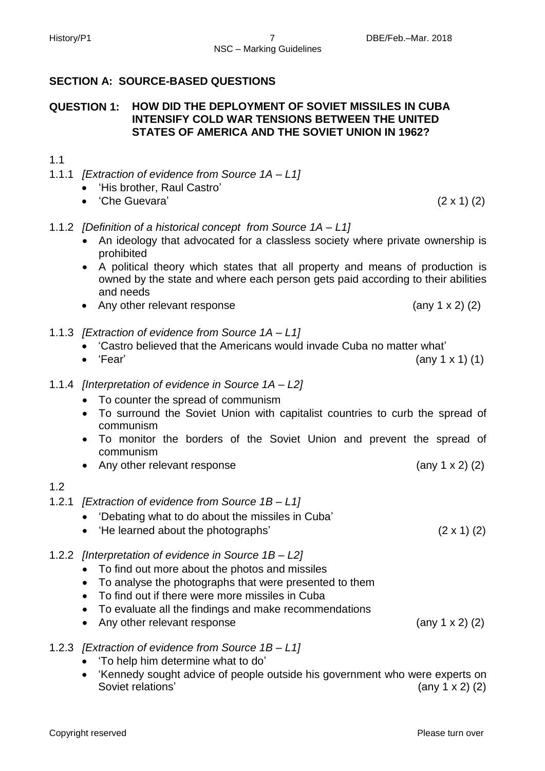## SECTION A: SOURCE-BASED QUESTIONS

### QUESTION 1: HOW DID THE DEPLOYMENT OF SOVIET MISSILES IN CUBA INTENSIFY COLD WAR TENSIONS BETWEEN THE UNITED STATES OF AMERICA AND THE SOVIET UNION IN 1962?

1.1

1.1.1 *[Extraction of evidence from Source 1A – L1]*
- 'His brother, Raul Castro'
- 'Che Guevara' (2 x 1) (2)

1.1.2 *[Definition of a historical concept from Source 1A – L1]*
- An ideology that advocated for a classless society where private ownership is prohibited
- A political theory which states that all property and means of production is owned by the state and where each person gets paid according to their abilities and needs
- Any other relevant response (any 1 x 2) (2)

1.1.3 *[Extraction of evidence from Source 1A – L1]*
- 'Castro believed that the Americans would invade Cuba no matter what'
- 'Fear' (any 1 x 1) (1)

1.1.4 *[Interpretation of evidence in Source 1A – L2]*
- To counter the spread of communism
- To surround the Soviet Union with capitalist countries to curb the spread of communism
- To monitor the borders of the Soviet Union and prevent the spread of communism
- Any other relevant response (any 1 x 2) (2)

1.2

1.2.1 *[Extraction of evidence from Source 1B – L1]*
- 'Debating what to do about the missiles in Cuba'
- 'He learned about the photographs' (2 x 1) (2)

1.2.2 *[Interpretation of evidence in Source 1B – L2]*
- To find out more about the photos and missiles
- To analyse the photographs that were presented to them
- To find out if there were more missiles in Cuba
- To evaluate all the findings and make recommendations
- Any other relevant response (any 1 x 2) (2)

1.2.3 *[Extraction of evidence from Source 1B – L1]*
- 'To help him determine what to do'
- 'Kennedy sought advice of people outside his government who were experts on Soviet relations' (any 1 x 2) (2)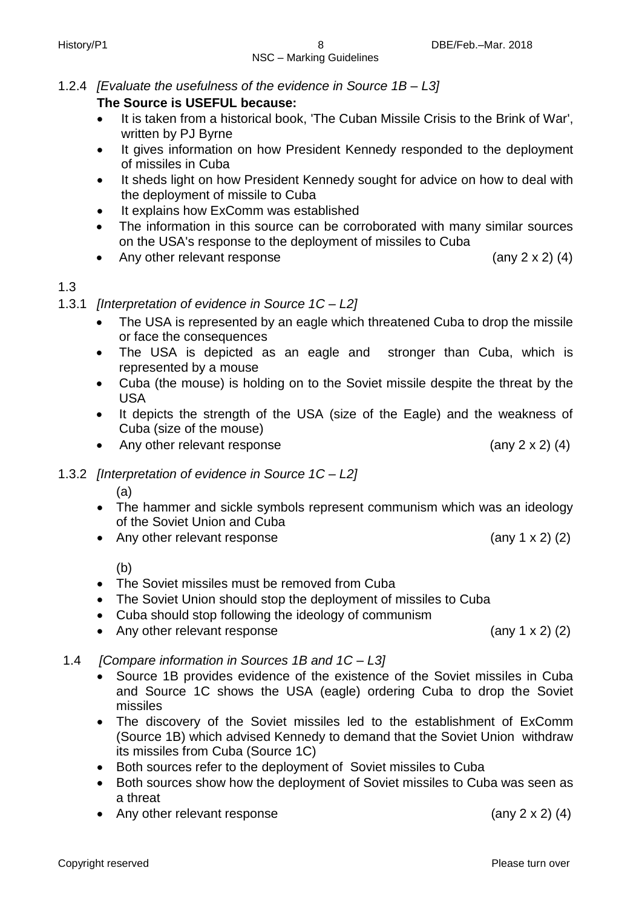1.2.4 *[Evaluate the usefulness of the evidence in Source 1B – L3]*

**The Source is USEFUL because:**

- It is taken from a historical book, 'The Cuban Missile Crisis to the Brink of War', written by PJ Byrne
- It gives information on how President Kennedy responded to the deployment of missiles in Cuba
- It sheds light on how President Kennedy sought for advice on how to deal with the deployment of missile to Cuba
- It explains how ExComm was established
- The information in this source can be corroborated with many similar sources on the USA's response to the deployment of missiles to Cuba
- Any other relevant response (any 2 x 2) (4)

1.3

1.3.1 *[Interpretation of evidence in Source 1C – L2]*

- The USA is represented by an eagle which threatened Cuba to drop the missile or face the consequences
- The USA is depicted as an eagle and stronger than Cuba, which is represented by a mouse
- Cuba (the mouse) is holding on to the Soviet missile despite the threat by the USA
- It depicts the strength of the USA (size of the Eagle) and the weakness of Cuba (size of the mouse)
- Any other relevant response (any 2 x 2) (4)

1.3.2 *[Interpretation of evidence in Source 1C – L2]*

(a)

- The hammer and sickle symbols represent communism which was an ideology of the Soviet Union and Cuba
- Any other relevant response (any 1 x 2) (2)

(b)

- The Soviet missiles must be removed from Cuba
- The Soviet Union should stop the deployment of missiles to Cuba
- Cuba should stop following the ideology of communism
- Any other relevant response (any 1 x 2) (2)

1.4 *[Compare information in Sources 1B and 1C – L3]*

- Source 1B provides evidence of the existence of the Soviet missiles in Cuba and Source 1C shows the USA (eagle) ordering Cuba to drop the Soviet missiles
- The discovery of the Soviet missiles led to the establishment of ExComm (Source 1B) which advised Kennedy to demand that the Soviet Union withdraw its missiles from Cuba (Source 1C)
- Both sources refer to the deployment of Soviet missiles to Cuba
- Both sources show how the deployment of Soviet missiles to Cuba was seen as a threat
- Any other relevant response (any 2 x 2) (4)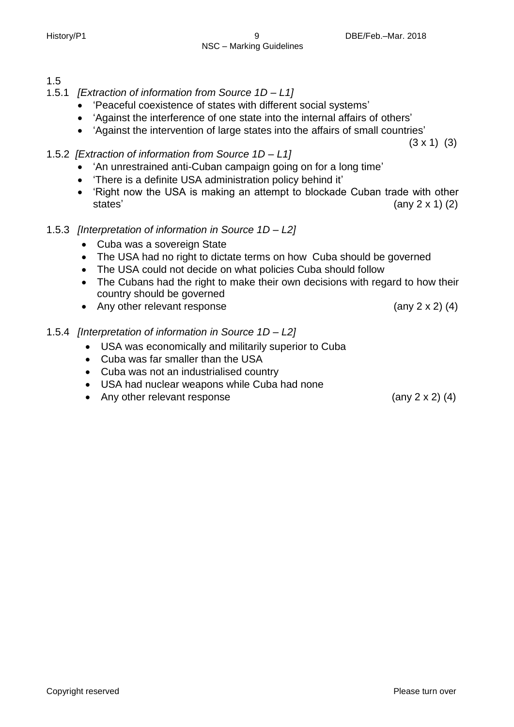1.5

1.5.1 *[Extraction of information from Source 1D – L1]*

- 'Peaceful coexistence of states with different social systems'
- 'Against the interference of one state into the internal affairs of others'
- 'Against the intervention of large states into the affairs of small countries'

(3 x 1) (3)

1.5.2 *[Extraction of information from Source 1D – L1]*

- 'An unrestrained anti-Cuban campaign going on for a long time'
- 'There is a definite USA administration policy behind it'
- 'Right now the USA is making an attempt to blockade Cuban trade with other states' (any 2 x 1) (2)

1.5.3 *[Interpretation of information in Source 1D – L2]*

- Cuba was a sovereign State
- The USA had no right to dictate terms on how Cuba should be governed
- The USA could not decide on what policies Cuba should follow
- The Cubans had the right to make their own decisions with regard to how their country should be governed
- Any other relevant response (any 2 x 2) (4)

1.5.4 *[Interpretation of information in Source 1D – L2]*

- USA was economically and militarily superior to Cuba
- Cuba was far smaller than the USA
- Cuba was not an industrialised country
- USA had nuclear weapons while Cuba had none
- Any other relevant response (any 2 x 2) (4)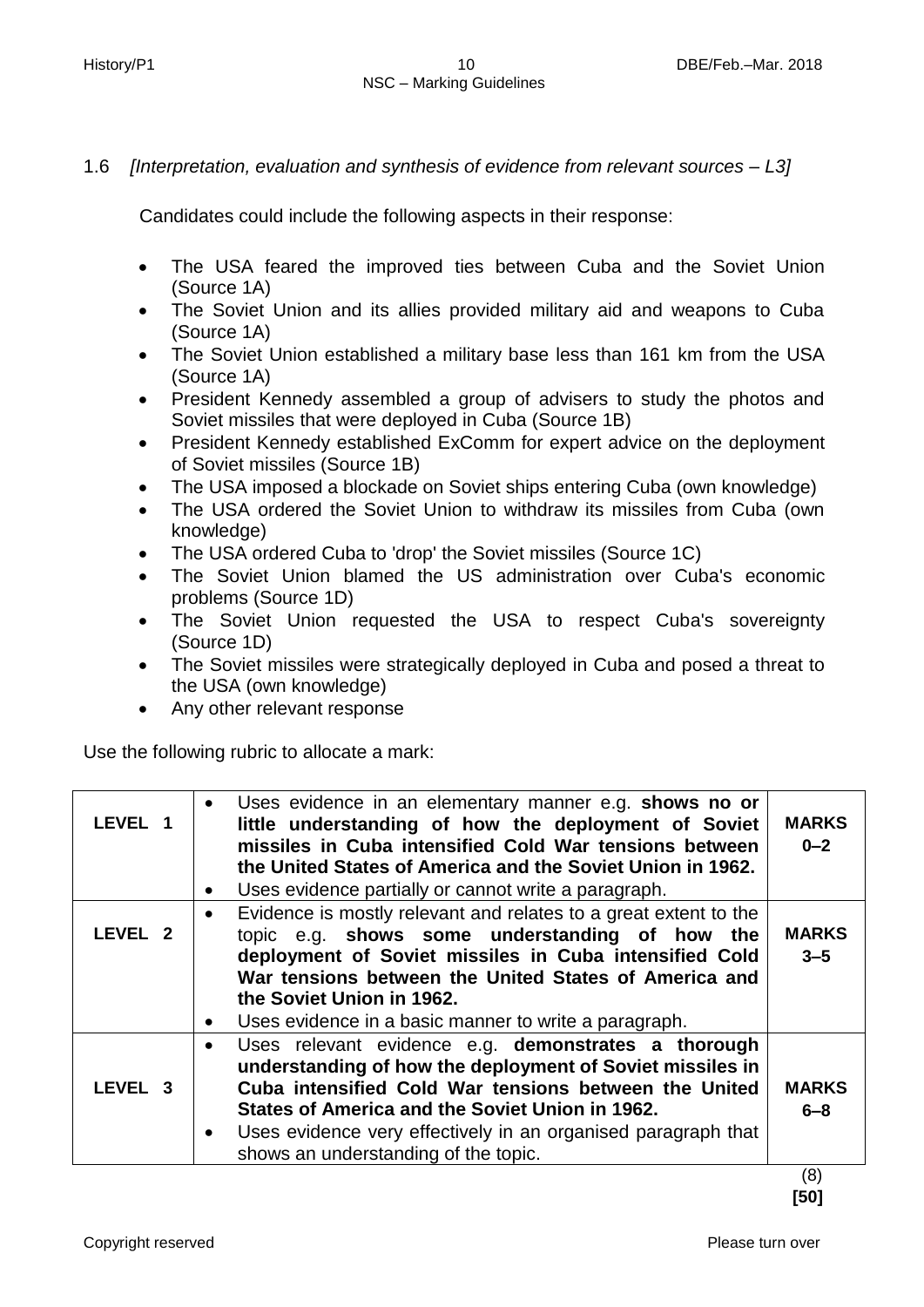1.6 *[Interpretation, evaluation and synthesis of evidence from relevant sources – L3]*

Candidates could include the following aspects in their response:

- The USA feared the improved ties between Cuba and the Soviet Union (Source 1A)
- The Soviet Union and its allies provided military aid and weapons to Cuba (Source 1A)
- The Soviet Union established a military base less than 161 km from the USA (Source 1A)
- President Kennedy assembled a group of advisers to study the photos and Soviet missiles that were deployed in Cuba (Source 1B)
- President Kennedy established ExComm for expert advice on the deployment of Soviet missiles (Source 1B)
- The USA imposed a blockade on Soviet ships entering Cuba (own knowledge)
- The USA ordered the Soviet Union to withdraw its missiles from Cuba (own knowledge)
- The USA ordered Cuba to 'drop' the Soviet missiles (Source 1C)
- The Soviet Union blamed the US administration over Cuba's economic problems (Source 1D)
- The Soviet Union requested the USA to respect Cuba's sovereignty (Source 1D)
- The Soviet missiles were strategically deployed in Cuba and posed a threat to the USA (own knowledge)
- Any other relevant response

Use the following rubric to allocate a mark:

| | | |
|---|---|---|
| **LEVEL 1** | • Uses evidence in an elementary manner e.g. **shows no or little understanding of how the deployment of Soviet missiles in Cuba intensified Cold War tensions between the United States of America and the Soviet Union in 1962.**<br>• Uses evidence partially or cannot write a paragraph. | **MARKS 0–2** |
| **LEVEL 2** | • Evidence is mostly relevant and relates to a great extent to the topic e.g. **shows some understanding of how the deployment of Soviet missiles in Cuba intensified Cold War tensions between the United States of America and the Soviet Union in 1962.**<br>• Uses evidence in a basic manner to write a paragraph. | **MARKS 3–5** |
| **LEVEL 3** | • Uses relevant evidence e.g. **demonstrates a thorough understanding of how the deployment of Soviet missiles in Cuba intensified Cold War tensions between the United States of America and the Soviet Union in 1962.**<br>• Uses evidence very effectively in an organised paragraph that shows an understanding of the topic. | **MARKS 6–8** |

(8)
**[50]**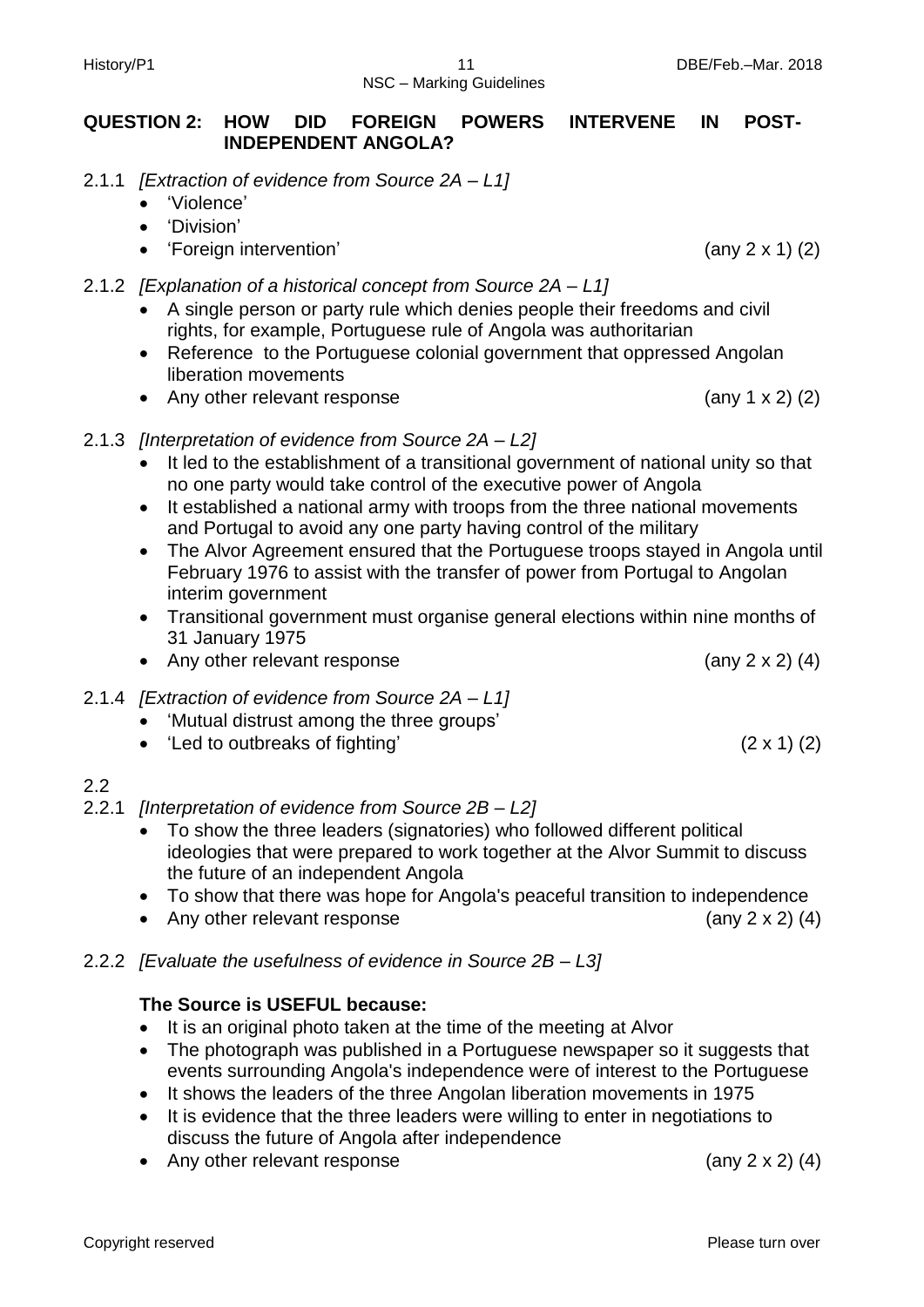## QUESTION 2: HOW DID FOREIGN POWERS INTERVENE IN POST-INDEPENDENT ANGOLA?

2.1.1 *[Extraction of evidence from Source 2A – L1]*

- 'Violence'
- 'Division'
- 'Foreign intervention' (any 2 x 1) (2)

2.1.2 *[Explanation of a historical concept from Source 2A – L1]*

- A single person or party rule which denies people their freedoms and civil rights, for example, Portuguese rule of Angola was authoritarian
- Reference to the Portuguese colonial government that oppressed Angolan liberation movements
- Any other relevant response (any 1 x 2) (2)

2.1.3 *[Interpretation of evidence from Source 2A – L2]*

- It led to the establishment of a transitional government of national unity so that no one party would take control of the executive power of Angola
- It established a national army with troops from the three national movements and Portugal to avoid any one party having control of the military
- The Alvor Agreement ensured that the Portuguese troops stayed in Angola until February 1976 to assist with the transfer of power from Portugal to Angolan interim government
- Transitional government must organise general elections within nine months of 31 January 1975
- Any other relevant response (any 2 x 2) (4)

2.1.4 *[Extraction of evidence from Source 2A – L1]*

- 'Mutual distrust among the three groups'
- 'Led to outbreaks of fighting' (2 x 1) (2)

2.2

2.2.1 *[Interpretation of evidence from Source 2B – L2]*

- To show the three leaders (signatories) who followed different political ideologies that were prepared to work together at the Alvor Summit to discuss the future of an independent Angola
- To show that there was hope for Angola's peaceful transition to independence
- Any other relevant response (any 2 x 2) (4)

2.2.2 *[Evaluate the usefulness of evidence in Source 2B – L3]*

**The Source is USEFUL because:**

- It is an original photo taken at the time of the meeting at Alvor
- The photograph was published in a Portuguese newspaper so it suggests that events surrounding Angola's independence were of interest to the Portuguese
- It shows the leaders of the three Angolan liberation movements in 1975
- It is evidence that the three leaders were willing to enter in negotiations to discuss the future of Angola after independence
- Any other relevant response (any 2 x 2) (4)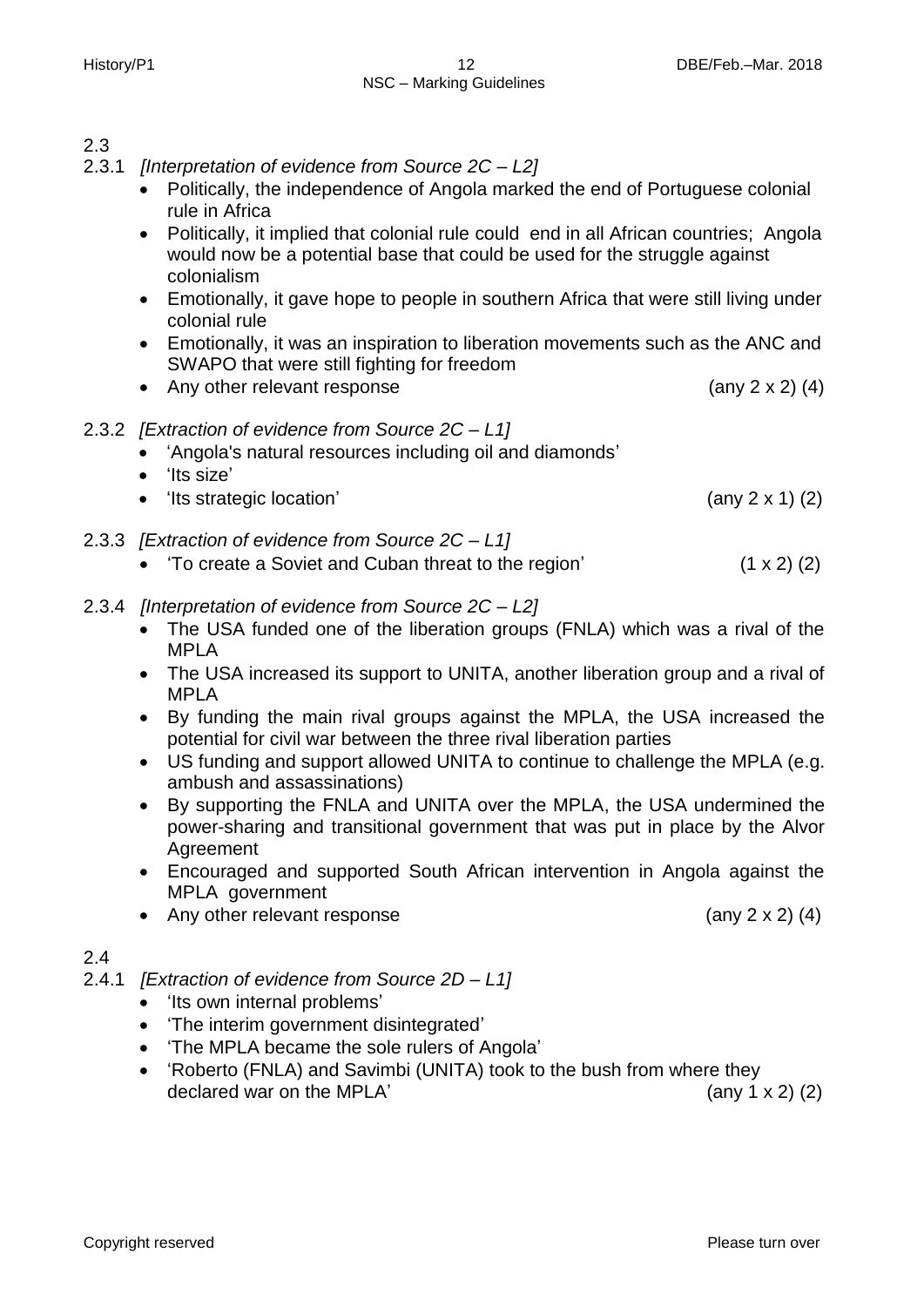2.3

2.3.1 *[Interpretation of evidence from Source 2C – L2]*

- Politically, the independence of Angola marked the end of Portuguese colonial rule in Africa
- Politically, it implied that colonial rule could end in all African countries; Angola would now be a potential base that could be used for the struggle against colonialism
- Emotionally, it gave hope to people in southern Africa that were still living under colonial rule
- Emotionally, it was an inspiration to liberation movements such as the ANC and SWAPO that were still fighting for freedom
- Any other relevant response (any 2 x 2) (4)

2.3.2 *[Extraction of evidence from Source 2C – L1]*

- 'Angola's natural resources including oil and diamonds'
- 'Its size'
- 'Its strategic location' (any 2 x 1) (2)

2.3.3 *[Extraction of evidence from Source 2C – L1]*

- 'To create a Soviet and Cuban threat to the region' (1 x 2) (2)

2.3.4 *[Interpretation of evidence from Source 2C – L2]*

- The USA funded one of the liberation groups (FNLA) which was a rival of the MPLA
- The USA increased its support to UNITA, another liberation group and a rival of MPLA
- By funding the main rival groups against the MPLA, the USA increased the potential for civil war between the three rival liberation parties
- US funding and support allowed UNITA to continue to challenge the MPLA (e.g. ambush and assassinations)
- By supporting the FNLA and UNITA over the MPLA, the USA undermined the power-sharing and transitional government that was put in place by the Alvor Agreement
- Encouraged and supported South African intervention in Angola against the MPLA government
- Any other relevant response (any 2 x 2) (4)

2.4

2.4.1 *[Extraction of evidence from Source 2D – L1]*

- 'Its own internal problems'
- 'The interim government disintegrated'
- 'The MPLA became the sole rulers of Angola'
- 'Roberto (FNLA) and Savimbi (UNITA) took to the bush from where they declared war on the MPLA' (any 1 x 2) (2)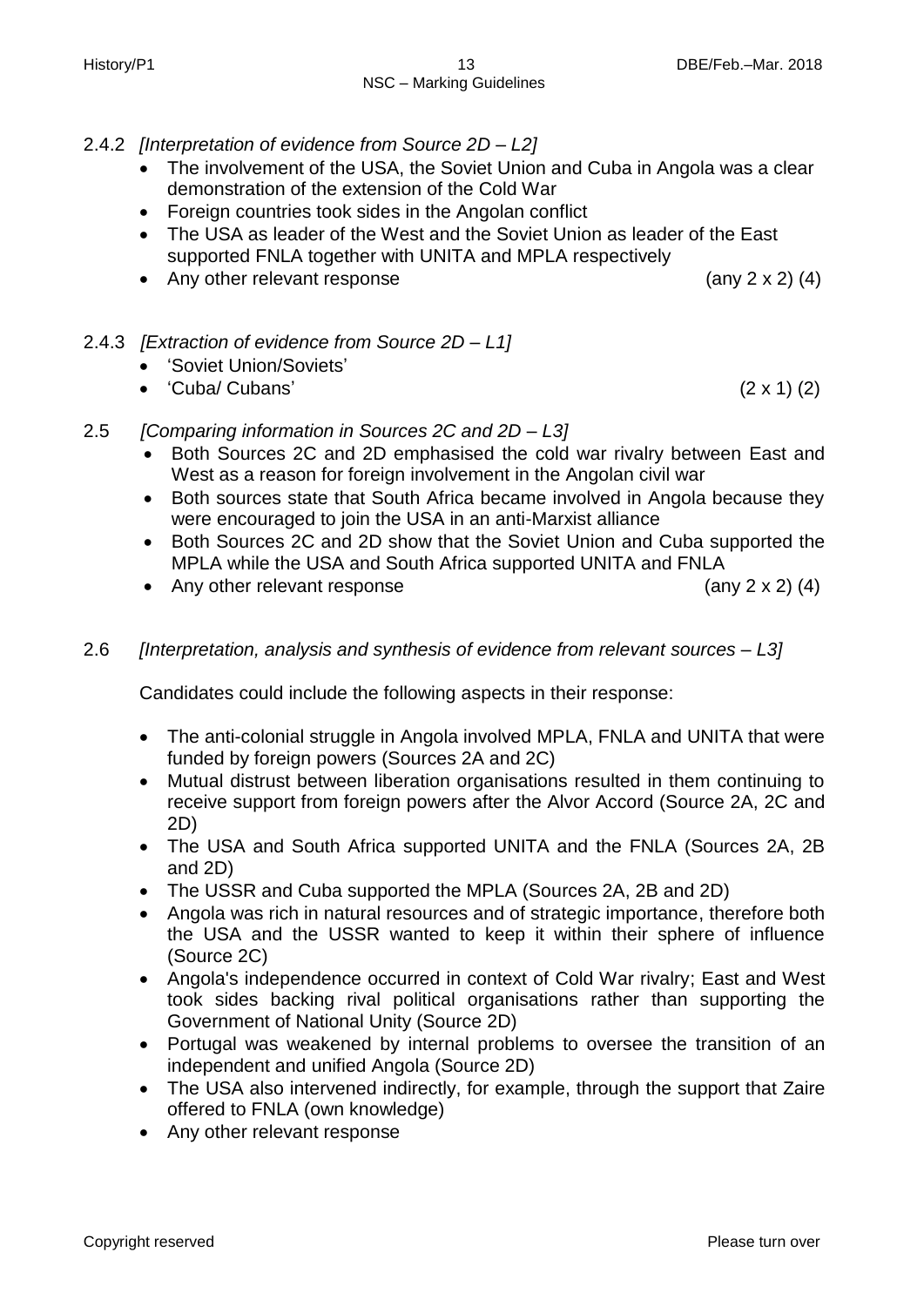2.4.2 *[Interpretation of evidence from Source 2D – L2]*

- The involvement of the USA, the Soviet Union and Cuba in Angola was a clear demonstration of the extension of the Cold War
- Foreign countries took sides in the Angolan conflict
- The USA as leader of the West and the Soviet Union as leader of the East supported FNLA together with UNITA and MPLA respectively
- Any other relevant response (any 2 x 2) (4)

2.4.3 *[Extraction of evidence from Source 2D – L1]*

- 'Soviet Union/Soviets'
- 'Cuba/ Cubans' (2 x 1) (2)

2.5 *[Comparing information in Sources 2C and 2D – L3]*

- Both Sources 2C and 2D emphasised the cold war rivalry between East and West as a reason for foreign involvement in the Angolan civil war
- Both sources state that South Africa became involved in Angola because they were encouraged to join the USA in an anti-Marxist alliance
- Both Sources 2C and 2D show that the Soviet Union and Cuba supported the MPLA while the USA and South Africa supported UNITA and FNLA
- Any other relevant response (any 2 x 2) (4)

2.6 *[Interpretation, analysis and synthesis of evidence from relevant sources – L3]*

Candidates could include the following aspects in their response:

- The anti-colonial struggle in Angola involved MPLA, FNLA and UNITA that were funded by foreign powers (Sources 2A and 2C)
- Mutual distrust between liberation organisations resulted in them continuing to receive support from foreign powers after the Alvor Accord (Source 2A, 2C and 2D)
- The USA and South Africa supported UNITA and the FNLA (Sources 2A, 2B and 2D)
- The USSR and Cuba supported the MPLA (Sources 2A, 2B and 2D)
- Angola was rich in natural resources and of strategic importance, therefore both the USA and the USSR wanted to keep it within their sphere of influence (Source 2C)
- Angola's independence occurred in context of Cold War rivalry; East and West took sides backing rival political organisations rather than supporting the Government of National Unity (Source 2D)
- Portugal was weakened by internal problems to oversee the transition of an independent and unified Angola (Source 2D)
- The USA also intervened indirectly, for example, through the support that Zaire offered to FNLA (own knowledge)
- Any other relevant response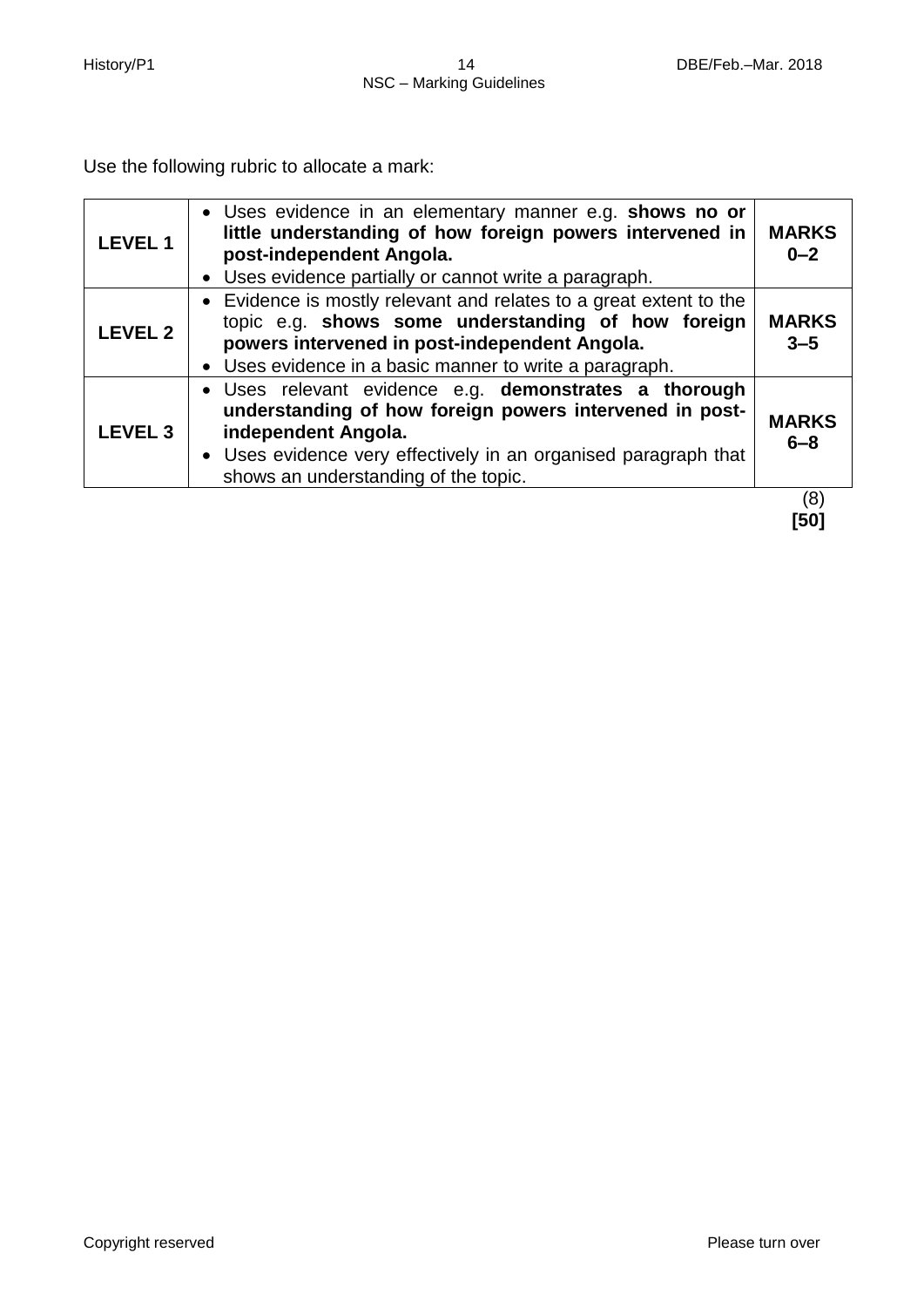Use the following rubric to allocate a mark:

| | | |
|---|---|---|
| **LEVEL 1** | • Uses evidence in an elementary manner e.g. **shows no or little understanding of how foreign powers intervened in post-independent Angola.**<br>• Uses evidence partially or cannot write a paragraph. | **MARKS 0–2** |
| **LEVEL 2** | • Evidence is mostly relevant and relates to a great extent to the topic e.g. **shows some understanding of how foreign powers intervened in post-independent Angola.**<br>• Uses evidence in a basic manner to write a paragraph. | **MARKS 3–5** |
| **LEVEL 3** | • Uses relevant evidence e.g. **demonstrates a thorough understanding of how foreign powers intervened in post-independent Angola.**<br>• Uses evidence very effectively in an organised paragraph that shows an understanding of the topic. | **MARKS 6–8** |

(8)
**[50]**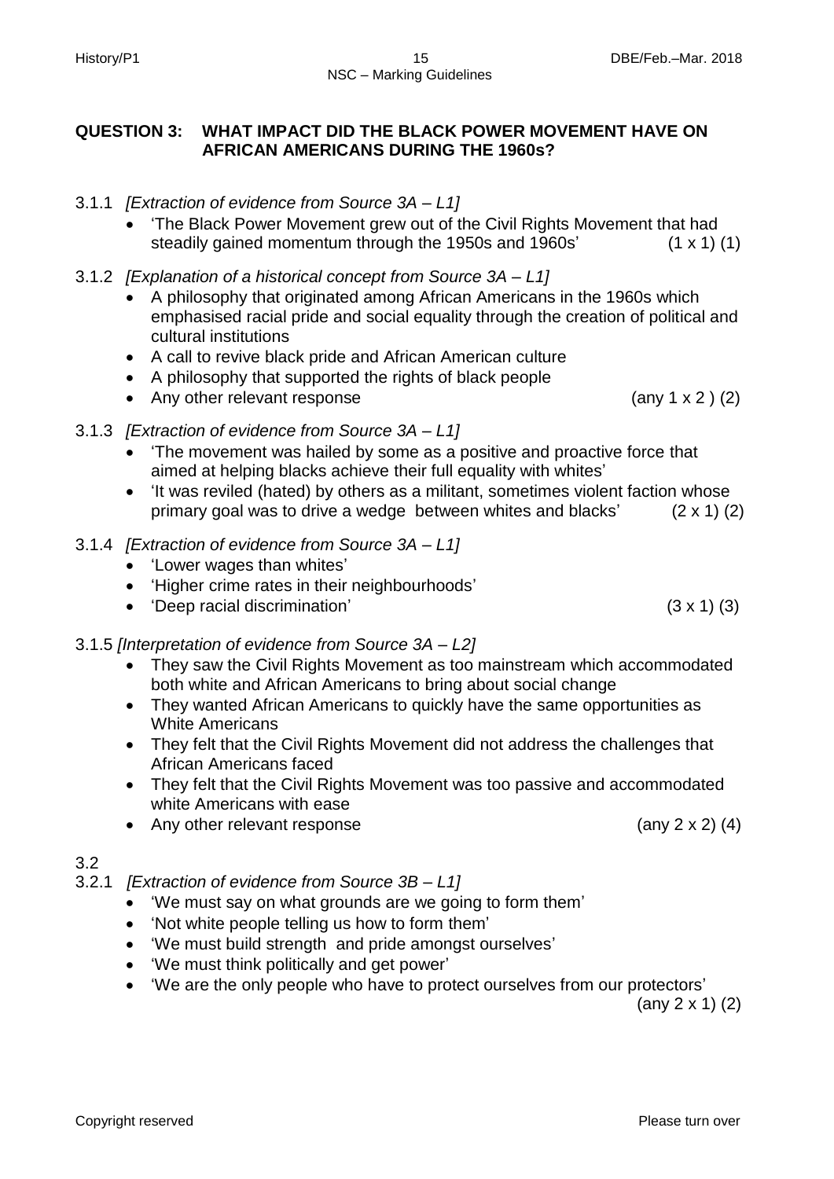**QUESTION 3: WHAT IMPACT DID THE BLACK POWER MOVEMENT HAVE ON AFRICAN AMERICANS DURING THE 1960s?**

3.1.1 *[Extraction of evidence from Source 3A – L1]*

- 'The Black Power Movement grew out of the Civil Rights Movement that had steadily gained momentum through the 1950s and 1960s' (1 x 1) (1)

3.1.2 *[Explanation of a historical concept from Source 3A – L1]*

- A philosophy that originated among African Americans in the 1960s which emphasised racial pride and social equality through the creation of political and cultural institutions
- A call to revive black pride and African American culture
- A philosophy that supported the rights of black people
- Any other relevant response (any 1 x 2 ) (2)

3.1.3 *[Extraction of evidence from Source 3A – L1]*

- 'The movement was hailed by some as a positive and proactive force that aimed at helping blacks achieve their full equality with whites'
- 'It was reviled (hated) by others as a militant, sometimes violent faction whose primary goal was to drive a wedge between whites and blacks' (2 x 1) (2)

3.1.4 *[Extraction of evidence from Source 3A – L1]*

- 'Lower wages than whites'
- 'Higher crime rates in their neighbourhoods'
- 'Deep racial discrimination' (3 x 1) (3)

3.1.5 *[Interpretation of evidence from Source 3A – L2]*

- They saw the Civil Rights Movement as too mainstream which accommodated both white and African Americans to bring about social change
- They wanted African Americans to quickly have the same opportunities as White Americans
- They felt that the Civil Rights Movement did not address the challenges that African Americans faced
- They felt that the Civil Rights Movement was too passive and accommodated white Americans with ease
- Any other relevant response (any 2 x 2) (4)

3.2

3.2.1 *[Extraction of evidence from Source 3B – L1]*

- 'We must say on what grounds are we going to form them'
- 'Not white people telling us how to form them'
- 'We must build strength and pride amongst ourselves'
- 'We must think politically and get power'
- 'We are the only people who have to protect ourselves from our protectors'

(any 2 x 1) (2)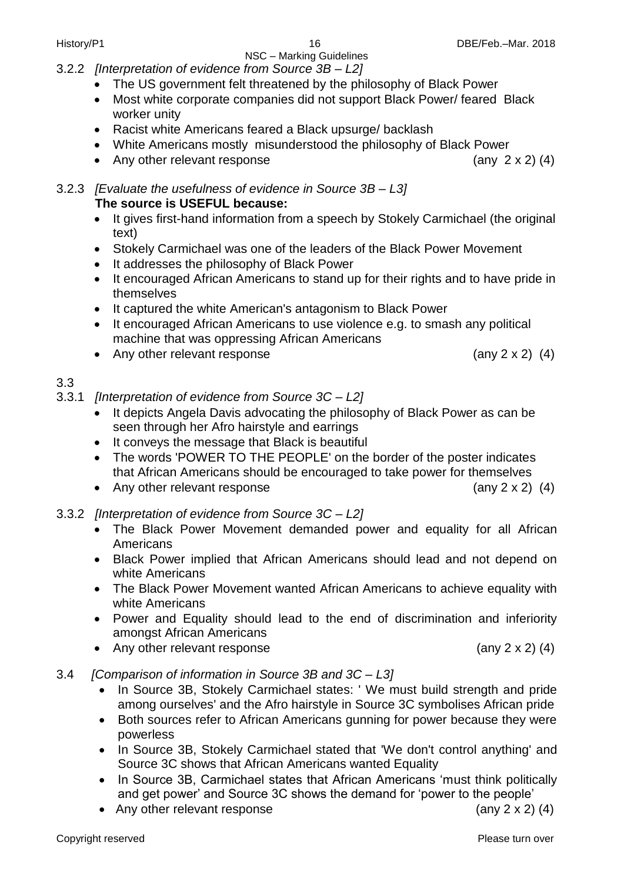3.2.2 *[Interpretation of evidence from Source 3B – L2]*

- The US government felt threatened by the philosophy of Black Power
- Most white corporate companies did not support Black Power/ feared Black worker unity
- Racist white Americans feared a Black upsurge/ backlash
- White Americans mostly misunderstood the philosophy of Black Power
- Any other relevant response (any 2 x 2) (4)

3.2.3 *[Evaluate the usefulness of evidence in Source 3B – L3]*

**The source is USEFUL because:**

- It gives first-hand information from a speech by Stokely Carmichael (the original text)
- Stokely Carmichael was one of the leaders of the Black Power Movement
- It addresses the philosophy of Black Power
- It encouraged African Americans to stand up for their rights and to have pride in themselves
- It captured the white American's antagonism to Black Power
- It encouraged African Americans to use violence e.g. to smash any political machine that was oppressing African Americans
- Any other relevant response (any 2 x 2) (4)

3.3

3.3.1 *[Interpretation of evidence from Source 3C – L2]*

- It depicts Angela Davis advocating the philosophy of Black Power as can be seen through her Afro hairstyle and earrings
- It conveys the message that Black is beautiful
- The words 'POWER TO THE PEOPLE' on the border of the poster indicates that African Americans should be encouraged to take power for themselves
- Any other relevant response (any 2 x 2) (4)

3.3.2 *[Interpretation of evidence from Source 3C – L2]*

- The Black Power Movement demanded power and equality for all African Americans
- Black Power implied that African Americans should lead and not depend on white Americans
- The Black Power Movement wanted African Americans to achieve equality with white Americans
- Power and Equality should lead to the end of discrimination and inferiority amongst African Americans
- Any other relevant response (any 2 x 2) (4)

3.4 *[Comparison of information in Source 3B and 3C – L3]*

- In Source 3B, Stokely Carmichael states: ' We must build strength and pride among ourselves' and the Afro hairstyle in Source 3C symbolises African pride
- Both sources refer to African Americans gunning for power because they were powerless
- In Source 3B, Stokely Carmichael stated that 'We don't control anything' and Source 3C shows that African Americans wanted Equality
- In Source 3B, Carmichael states that African Americans 'must think politically and get power' and Source 3C shows the demand for 'power to the people'
- Any other relevant response (any 2 x 2) (4)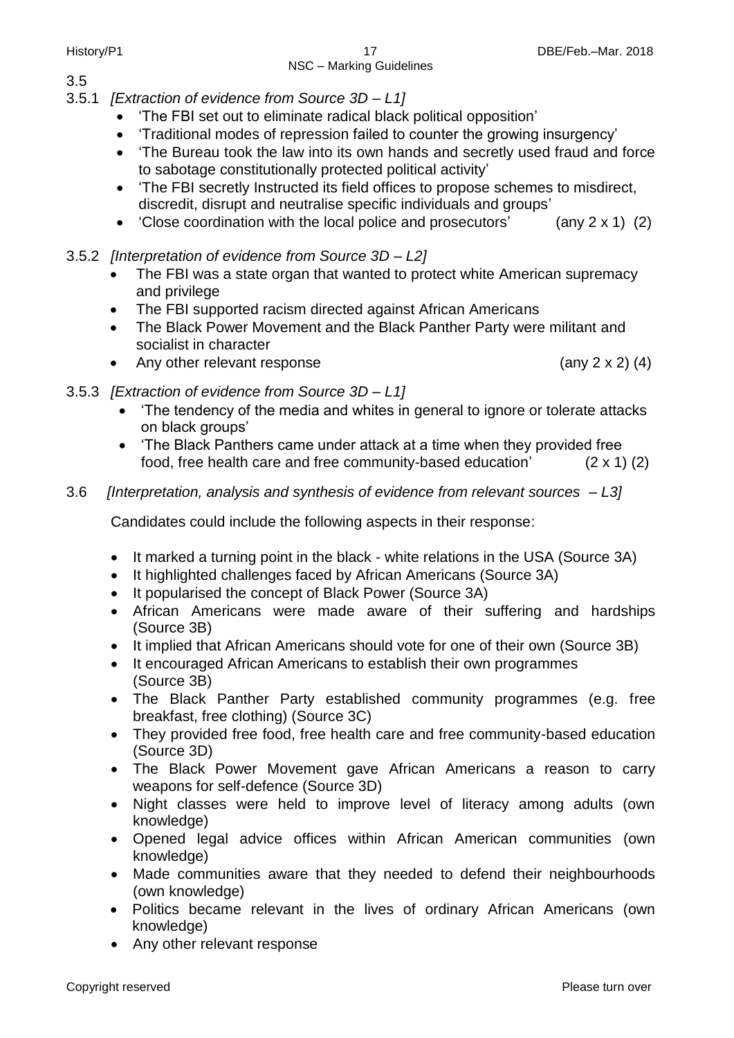3.5

3.5.1 *[Extraction of evidence from Source 3D – L1]*

- 'The FBI set out to eliminate radical black political opposition'
- 'Traditional modes of repression failed to counter the growing insurgency'
- 'The Bureau took the law into its own hands and secretly used fraud and force to sabotage constitutionally protected political activity'
- 'The FBI secretly Instructed its field offices to propose schemes to misdirect, discredit, disrupt and neutralise specific individuals and groups'
- 'Close coordination with the local police and prosecutors' (any 2 x 1) (2)

3.5.2 *[Interpretation of evidence from Source 3D – L2]*

- The FBI was a state organ that wanted to protect white American supremacy and privilege
- The FBI supported racism directed against African Americans
- The Black Power Movement and the Black Panther Party were militant and socialist in character
- Any other relevant response (any 2 x 2) (4)

3.5.3 *[Extraction of evidence from Source 3D – L1]*

- 'The tendency of the media and whites in general to ignore or tolerate attacks on black groups'
- 'The Black Panthers came under attack at a time when they provided free food, free health care and free community-based education' (2 x 1) (2)

3.6 *[Interpretation, analysis and synthesis of evidence from relevant sources – L3]*

Candidates could include the following aspects in their response:

- It marked a turning point in the black - white relations in the USA (Source 3A)
- It highlighted challenges faced by African Americans (Source 3A)
- It popularised the concept of Black Power (Source 3A)
- African Americans were made aware of their suffering and hardships (Source 3B)
- It implied that African Americans should vote for one of their own (Source 3B)
- It encouraged African Americans to establish their own programmes (Source 3B)
- The Black Panther Party established community programmes (e.g. free breakfast, free clothing) (Source 3C)
- They provided free food, free health care and free community-based education (Source 3D)
- The Black Power Movement gave African Americans a reason to carry weapons for self-defence (Source 3D)
- Night classes were held to improve level of literacy among adults (own knowledge)
- Opened legal advice offices within African American communities (own knowledge)
- Made communities aware that they needed to defend their neighbourhoods (own knowledge)
- Politics became relevant in the lives of ordinary African Americans (own knowledge)
- Any other relevant response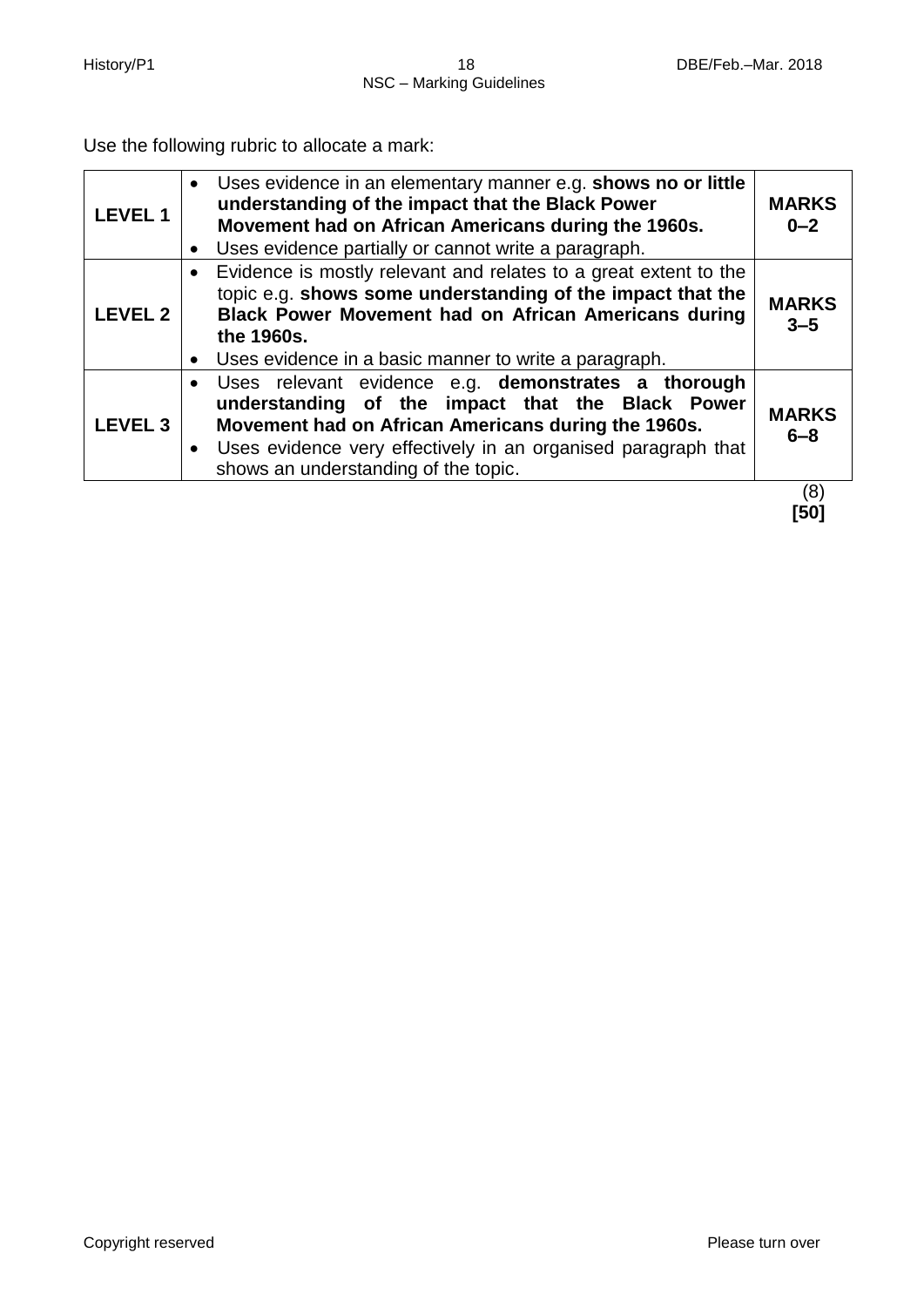Use the following rubric to allocate a mark:

| | | |
|---|---|---|
| **LEVEL 1** | • Uses evidence in an elementary manner e.g. **shows no or little understanding of the impact that the Black Power Movement had on African Americans during the 1960s.**<br>• Uses evidence partially or cannot write a paragraph. | **MARKS 0–2** |
| **LEVEL 2** | • Evidence is mostly relevant and relates to a great extent to the topic e.g. **shows some understanding of the impact that the Black Power Movement had on African Americans during the 1960s.**<br>• Uses evidence in a basic manner to write a paragraph. | **MARKS 3–5** |
| **LEVEL 3** | • Uses relevant evidence e.g. **demonstrates a thorough understanding of the impact that the Black Power Movement had on African Americans during the 1960s.**<br>• Uses evidence very effectively in an organised paragraph that shows an understanding of the topic. | **MARKS 6–8** |

(8)
**[50]**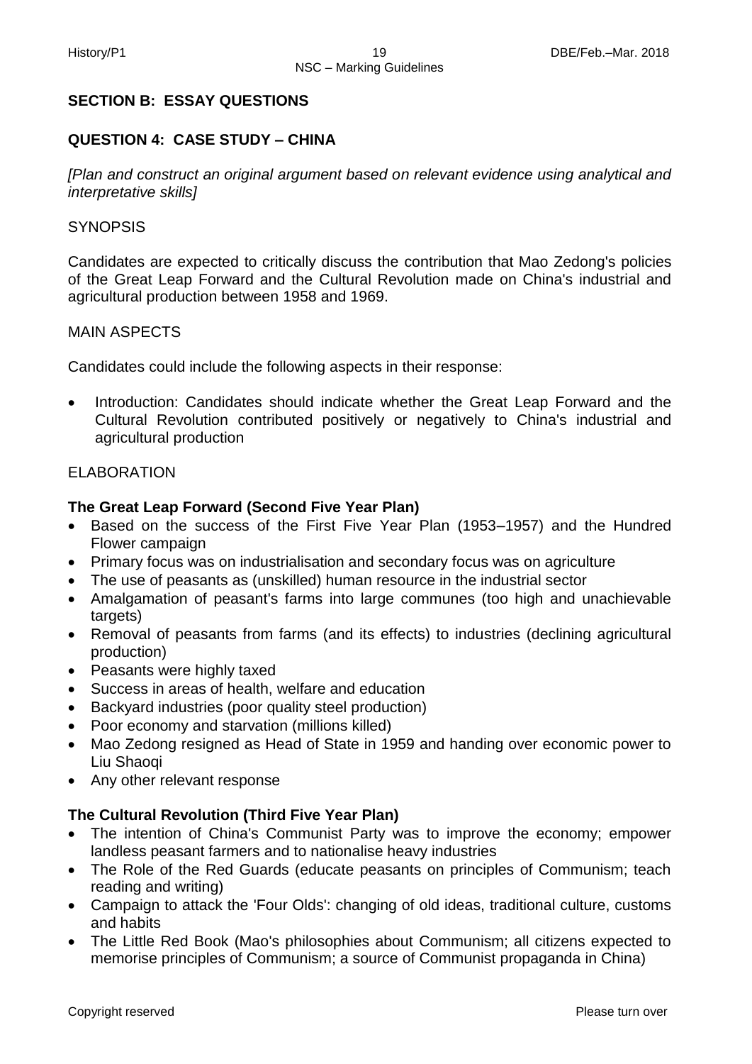## SECTION B: ESSAY QUESTIONS

## QUESTION 4: CASE STUDY – CHINA

*[Plan and construct an original argument based on relevant evidence using analytical and interpretative skills]*

SYNOPSIS

Candidates are expected to critically discuss the contribution that Mao Zedong's policies of the Great Leap Forward and the Cultural Revolution made on China's industrial and agricultural production between 1958 and 1969.

MAIN ASPECTS

Candidates could include the following aspects in their response:

- Introduction: Candidates should indicate whether the Great Leap Forward and the Cultural Revolution contributed positively or negatively to China's industrial and agricultural production

ELABORATION

**The Great Leap Forward (Second Five Year Plan)**

- Based on the success of the First Five Year Plan (1953–1957) and the Hundred Flower campaign
- Primary focus was on industrialisation and secondary focus was on agriculture
- The use of peasants as (unskilled) human resource in the industrial sector
- Amalgamation of peasant's farms into large communes (too high and unachievable targets)
- Removal of peasants from farms (and its effects) to industries (declining agricultural production)
- Peasants were highly taxed
- Success in areas of health, welfare and education
- Backyard industries (poor quality steel production)
- Poor economy and starvation (millions killed)
- Mao Zedong resigned as Head of State in 1959 and handing over economic power to Liu Shaoqi
- Any other relevant response

**The Cultural Revolution (Third Five Year Plan)**

- The intention of China's Communist Party was to improve the economy; empower landless peasant farmers and to nationalise heavy industries
- The Role of the Red Guards (educate peasants on principles of Communism; teach reading and writing)
- Campaign to attack the 'Four Olds': changing of old ideas, traditional culture, customs and habits
- The Little Red Book (Mao's philosophies about Communism; all citizens expected to memorise principles of Communism; a source of Communist propaganda in China)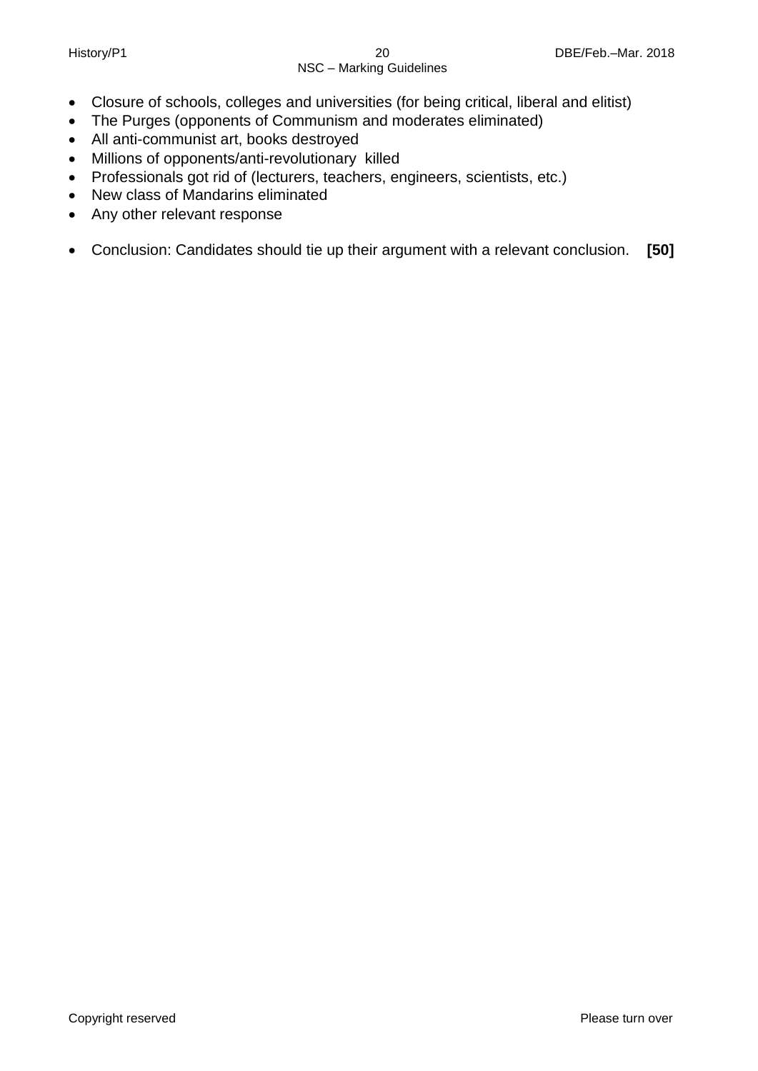- Closure of schools, colleges and universities (for being critical, liberal and elitist)
- The Purges (opponents of Communism and moderates eliminated)
- All anti-communist art, books destroyed
- Millions of opponents/anti-revolutionary killed
- Professionals got rid of (lecturers, teachers, engineers, scientists, etc.)
- New class of Mandarins eliminated
- Any other relevant response

- Conclusion: Candidates should tie up their argument with a relevant conclusion. **[50]**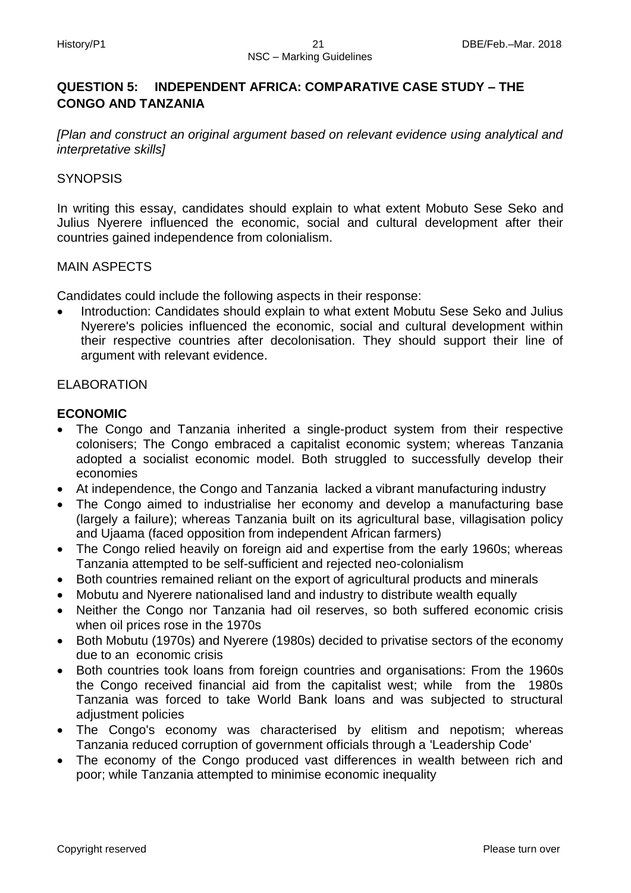## QUESTION 5: INDEPENDENT AFRICA: COMPARATIVE CASE STUDY – THE CONGO AND TANZANIA

*[Plan and construct an original argument based on relevant evidence using analytical and interpretative skills]*

SYNOPSIS

In writing this essay, candidates should explain to what extent Mobuto Sese Seko and Julius Nyerere influenced the economic, social and cultural development after their countries gained independence from colonialism.

MAIN ASPECTS

Candidates could include the following aspects in their response:

- Introduction: Candidates should explain to what extent Mobutu Sese Seko and Julius Nyerere's policies influenced the economic, social and cultural development within their respective countries after decolonisation. They should support their line of argument with relevant evidence.

ELABORATION

**ECONOMIC**

- The Congo and Tanzania inherited a single-product system from their respective colonisers; The Congo embraced a capitalist economic system; whereas Tanzania adopted a socialist economic model. Both struggled to successfully develop their economies
- At independence, the Congo and Tanzania lacked a vibrant manufacturing industry
- The Congo aimed to industrialise her economy and develop a manufacturing base (largely a failure); whereas Tanzania built on its agricultural base, villagisation policy and Ujaama (faced opposition from independent African farmers)
- The Congo relied heavily on foreign aid and expertise from the early 1960s; whereas Tanzania attempted to be self-sufficient and rejected neo-colonialism
- Both countries remained reliant on the export of agricultural products and minerals
- Mobutu and Nyerere nationalised land and industry to distribute wealth equally
- Neither the Congo nor Tanzania had oil reserves, so both suffered economic crisis when oil prices rose in the 1970s
- Both Mobutu (1970s) and Nyerere (1980s) decided to privatise sectors of the economy due to an economic crisis
- Both countries took loans from foreign countries and organisations: From the 1960s the Congo received financial aid from the capitalist west; while from the 1980s Tanzania was forced to take World Bank loans and was subjected to structural adjustment policies
- The Congo's economy was characterised by elitism and nepotism; whereas Tanzania reduced corruption of government officials through a 'Leadership Code'
- The economy of the Congo produced vast differences in wealth between rich and poor; while Tanzania attempted to minimise economic inequality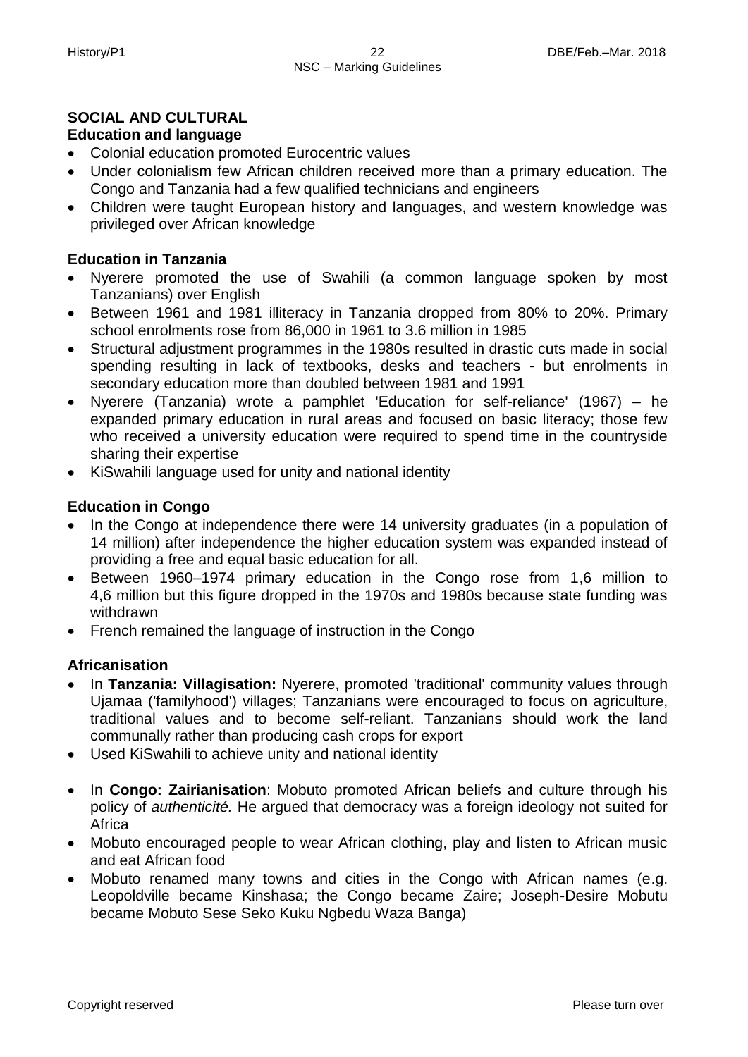**SOCIAL AND CULTURAL**

**Education and language**

- Colonial education promoted Eurocentric values
- Under colonialism few African children received more than a primary education. The Congo and Tanzania had a few qualified technicians and engineers
- Children were taught European history and languages, and western knowledge was privileged over African knowledge

**Education in Tanzania**

- Nyerere promoted the use of Swahili (a common language spoken by most Tanzanians) over English
- Between 1961 and 1981 illiteracy in Tanzania dropped from 80% to 20%. Primary school enrolments rose from 86,000 in 1961 to 3.6 million in 1985
- Structural adjustment programmes in the 1980s resulted in drastic cuts made in social spending resulting in lack of textbooks, desks and teachers - but enrolments in secondary education more than doubled between 1981 and 1991
- Nyerere (Tanzania) wrote a pamphlet 'Education for self-reliance' (1967) – he expanded primary education in rural areas and focused on basic literacy; those few who received a university education were required to spend time in the countryside sharing their expertise
- KiSwahili language used for unity and national identity

**Education in Congo**

- In the Congo at independence there were 14 university graduates (in a population of 14 million) after independence the higher education system was expanded instead of providing a free and equal basic education for all.
- Between 1960–1974 primary education in the Congo rose from 1,6 million to 4,6 million but this figure dropped in the 1970s and 1980s because state funding was withdrawn
- French remained the language of instruction in the Congo

**Africanisation**

- In **Tanzania: Villagisation:** Nyerere, promoted 'traditional' community values through Ujamaa ('familyhood') villages; Tanzanians were encouraged to focus on agriculture, traditional values and to become self-reliant. Tanzanians should work the land communally rather than producing cash crops for export
- Used KiSwahili to achieve unity and national identity

- In **Congo: Zairianisation**: Mobuto promoted African beliefs and culture through his policy of *authenticité.* He argued that democracy was a foreign ideology not suited for Africa
- Mobuto encouraged people to wear African clothing, play and listen to African music and eat African food
- Mobuto renamed many towns and cities in the Congo with African names (e.g. Leopoldville became Kinshasa; the Congo became Zaire; Joseph-Desire Mobutu became Mobuto Sese Seko Kuku Ngbedu Waza Banga)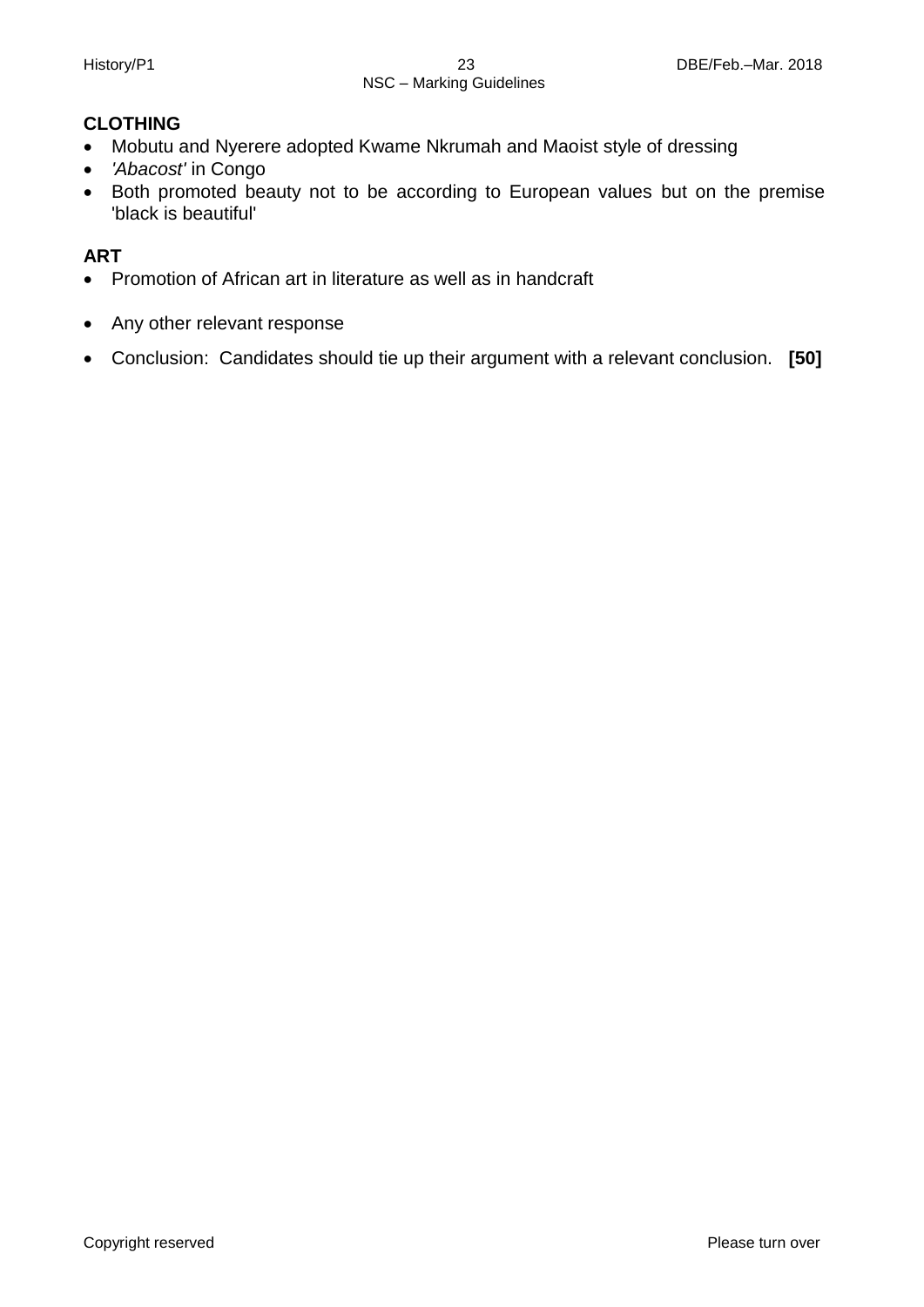**CLOTHING**

- Mobutu and Nyerere adopted Kwame Nkrumah and Maoist style of dressing
- *'Abacost'* in Congo
- Both promoted beauty not to be according to European values but on the premise 'black is beautiful'

**ART**

- Promotion of African art in literature as well as in handcraft

- Any other relevant response
- Conclusion: Candidates should tie up their argument with a relevant conclusion. **[50]**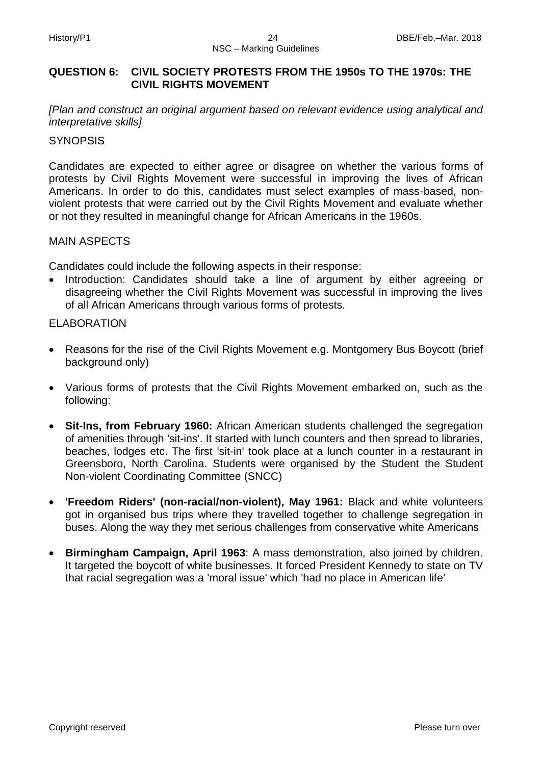## QUESTION 6: CIVIL SOCIETY PROTESTS FROM THE 1950s TO THE 1970s: THE CIVIL RIGHTS MOVEMENT

*[Plan and construct an original argument based on relevant evidence using analytical and interpretative skills]*

SYNOPSIS

Candidates are expected to either agree or disagree on whether the various forms of protests by Civil Rights Movement were successful in improving the lives of African Americans. In order to do this, candidates must select examples of mass-based, non-violent protests that were carried out by the Civil Rights Movement and evaluate whether or not they resulted in meaningful change for African Americans in the 1960s.

MAIN ASPECTS

Candidates could include the following aspects in their response:

- Introduction: Candidates should take a line of argument by either agreeing or disagreeing whether the Civil Rights Movement was successful in improving the lives of all African Americans through various forms of protests.

ELABORATION

- Reasons for the rise of the Civil Rights Movement e.g. Montgomery Bus Boycott (brief background only)
- Various forms of protests that the Civil Rights Movement embarked on, such as the following:
- **Sit-Ins, from February 1960:** African American students challenged the segregation of amenities through 'sit-ins'. It started with lunch counters and then spread to libraries, beaches, lodges etc. The first 'sit-in' took place at a lunch counter in a restaurant in Greensboro, North Carolina. Students were organised by the Student the Student Non-violent Coordinating Committee (SNCC)
- **'Freedom Riders' (non-racial/non-violent), May 1961:** Black and white volunteers got in organised bus trips where they travelled together to challenge segregation in buses. Along the way they met serious challenges from conservative white Americans
- **Birmingham Campaign, April 1963**: A mass demonstration, also joined by children. It targeted the boycott of white businesses. It forced President Kennedy to state on TV that racial segregation was a 'moral issue' which 'had no place in American life'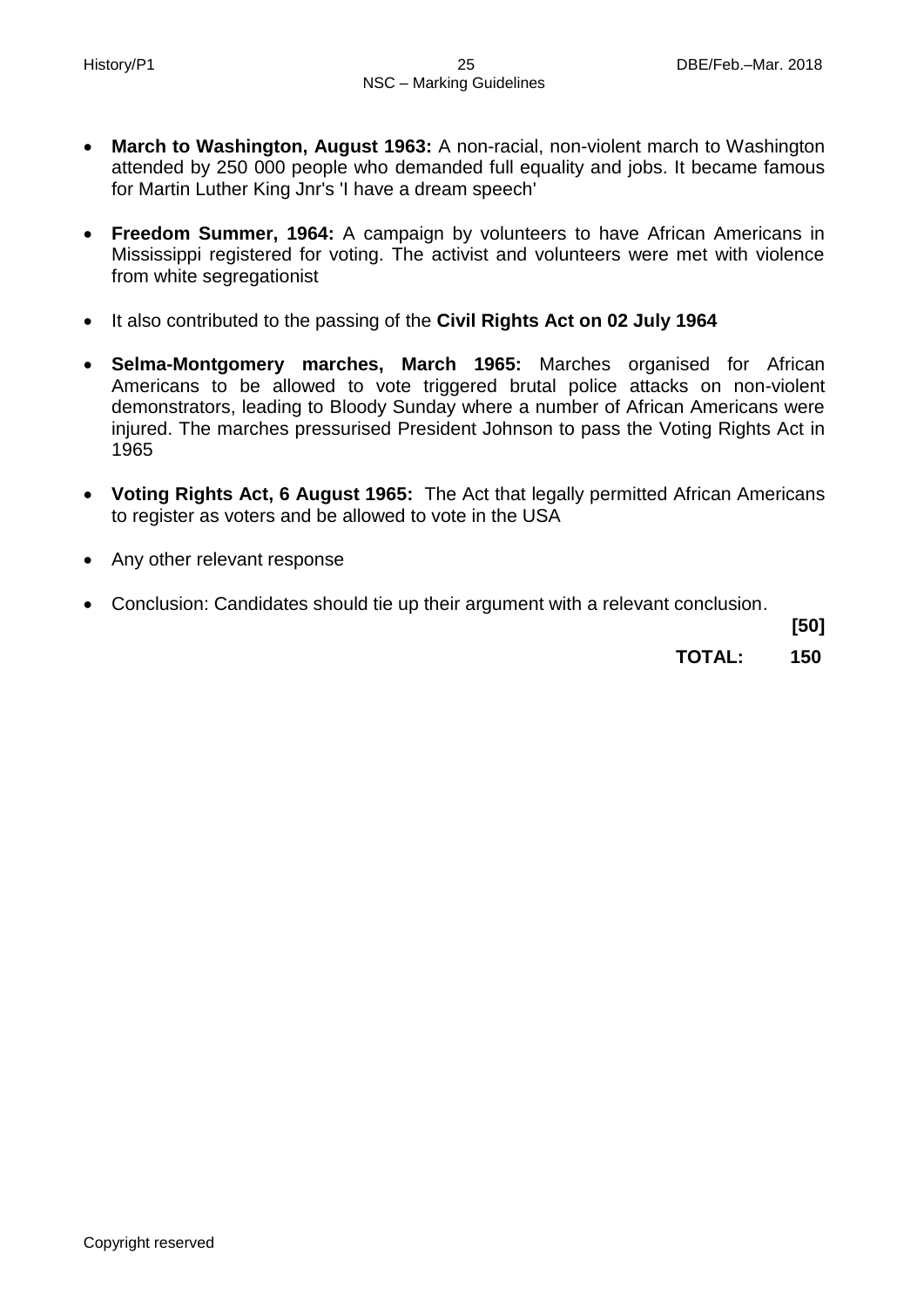- **March to Washington, August 1963:** A non-racial, non-violent march to Washington attended by 250 000 people who demanded full equality and jobs. It became famous for Martin Luther King Jnr's 'I have a dream speech'

- **Freedom Summer, 1964:** A campaign by volunteers to have African Americans in Mississippi registered for voting. The activist and volunteers were met with violence from white segregationist

- It also contributed to the passing of the **Civil Rights Act on 02 July 1964**

- **Selma-Montgomery marches, March 1965:** Marches organised for African Americans to be allowed to vote triggered brutal police attacks on non-violent demonstrators, leading to Bloody Sunday where a number of African Americans were injured. The marches pressurised President Johnson to pass the Voting Rights Act in 1965

- **Voting Rights Act, 6 August 1965:** The Act that legally permitted African Americans to register as voters and be allowed to vote in the USA

- Any other relevant response

- Conclusion: Candidates should tie up their argument with a relevant conclusion.

**[50]**

**TOTAL: 150**